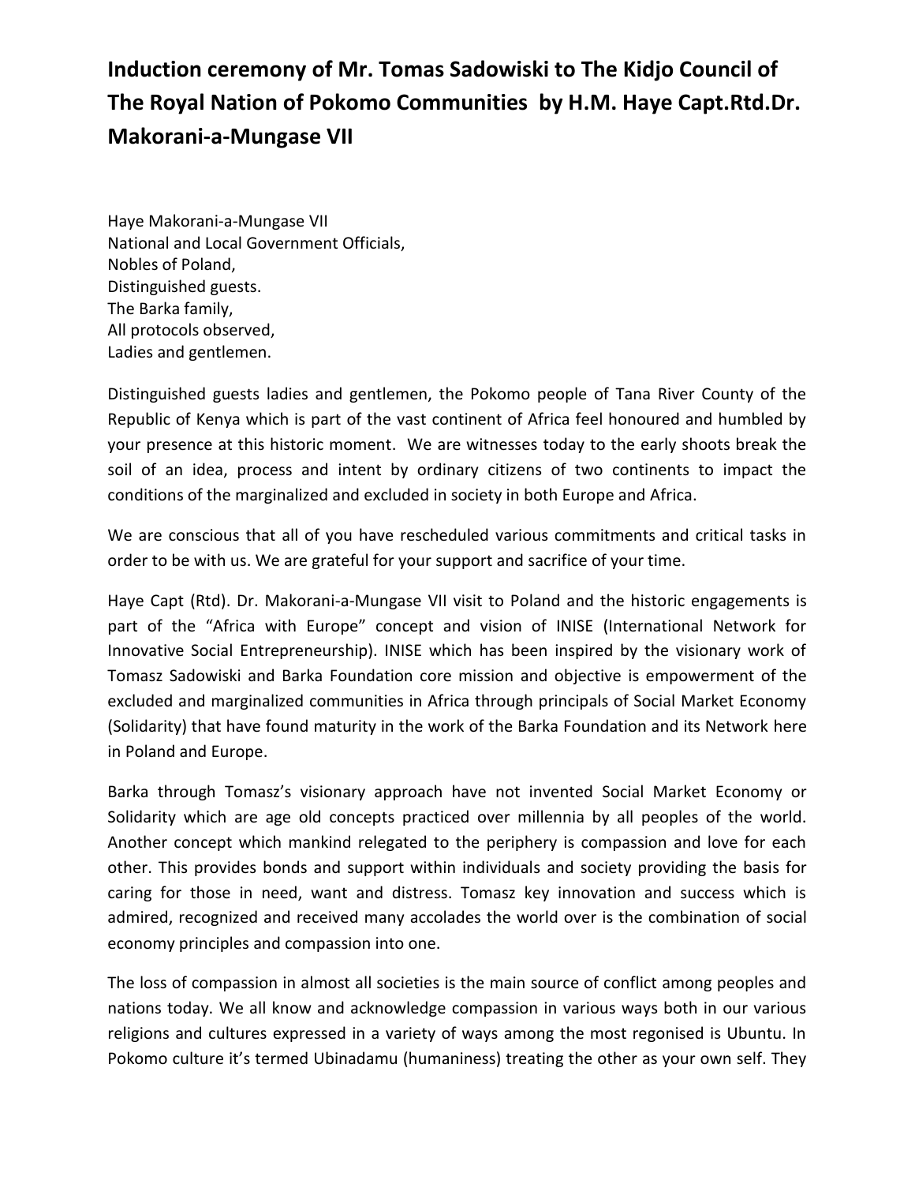# Induction ceremony of Mr. Tomas Sadowiski to The Kidjo Council of The Royal Nation of Pokomo Communities by H.M. Haye Capt.Rtd.Dr. Makorani-a-Mungase VII

Haye Makorani-a-Mungase VII
National and Local Government Officials,
Nobles of Poland,
Distinguished guests.
The Barka family,
All protocols observed,
Ladies and gentlemen.

Distinguished guests ladies and gentlemen, the Pokomo people of Tana River County of the Republic of Kenya which is part of the vast continent of Africa feel honoured and humbled by your presence at this historic moment. We are witnesses today to the early shoots break the soil of an idea, process and intent by ordinary citizens of two continents to impact the conditions of the marginalized and excluded in society in both Europe and Africa.

We are conscious that all of you have rescheduled various commitments and critical tasks in order to be with us. We are grateful for your support and sacrifice of your time.

Haye Capt (Rtd). Dr. Makorani-a-Mungase VII visit to Poland and the historic engagements is part of the "Africa with Europe" concept and vision of INISE (International Network for Innovative Social Entrepreneurship). INISE which has been inspired by the visionary work of Tomasz Sadowiski and Barka Foundation core mission and objective is empowerment of the excluded and marginalized communities in Africa through principals of Social Market Economy (Solidarity) that have found maturity in the work of the Barka Foundation and its Network here in Poland and Europe.

Barka through Tomasz's visionary approach have not invented Social Market Economy or Solidarity which are age old concepts practiced over millennia by all peoples of the world. Another concept which mankind relegated to the periphery is compassion and love for each other. This provides bonds and support within individuals and society providing the basis for caring for those in need, want and distress. Tomasz key innovation and success which is admired, recognized and received many accolades the world over is the combination of social economy principles and compassion into one.

The loss of compassion in almost all societies is the main source of conflict among peoples and nations today. We all know and acknowledge compassion in various ways both in our various religions and cultures expressed in a variety of ways among the most regonised is Ubuntu. In Pokomo culture it's termed Ubinadamu (humaniness) treating the other as your own self. They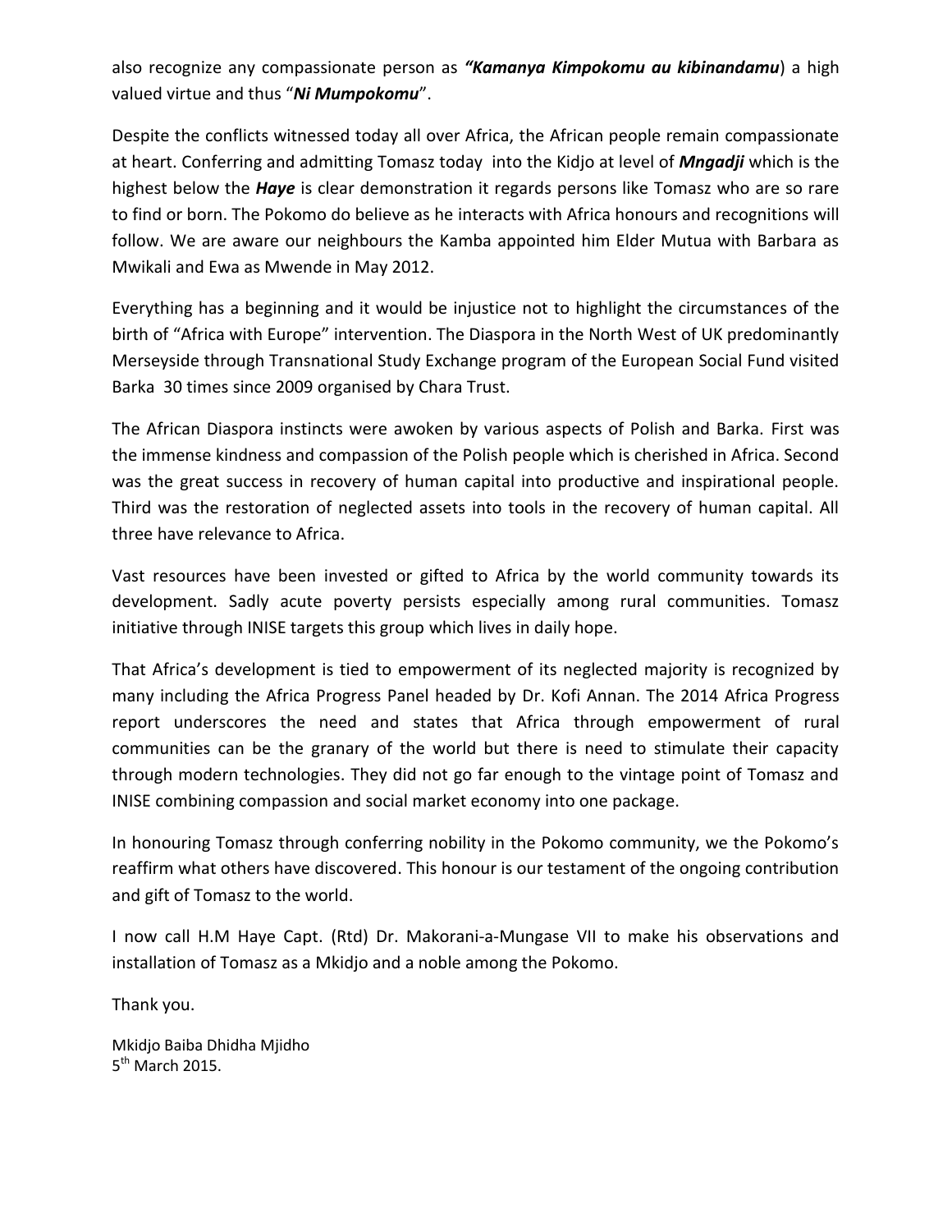also recognize any compassionate person as ***"Kamanya Kimpokomu au kibinandamu***) a high valued virtue and thus "***Ni Mumpokomu***".

Despite the conflicts witnessed today all over Africa, the African people remain compassionate at heart. Conferring and admitting Tomasz today into the Kidjo at level of ***Mngadji*** which is the highest below the ***Haye*** is clear demonstration it regards persons like Tomasz who are so rare to find or born. The Pokomo do believe as he interacts with Africa honours and recognitions will follow. We are aware our neighbours the Kamba appointed him Elder Mutua with Barbara as Mwikali and Ewa as Mwende in May 2012.

Everything has a beginning and it would be injustice not to highlight the circumstances of the birth of "Africa with Europe" intervention. The Diaspora in the North West of UK predominantly Merseyside through Transnational Study Exchange program of the European Social Fund visited Barka 30 times since 2009 organised by Chara Trust.

The African Diaspora instincts were awoken by various aspects of Polish and Barka. First was the immense kindness and compassion of the Polish people which is cherished in Africa. Second was the great success in recovery of human capital into productive and inspirational people. Third was the restoration of neglected assets into tools in the recovery of human capital. All three have relevance to Africa.

Vast resources have been invested or gifted to Africa by the world community towards its development. Sadly acute poverty persists especially among rural communities. Tomasz initiative through INISE targets this group which lives in daily hope.

That Africa's development is tied to empowerment of its neglected majority is recognized by many including the Africa Progress Panel headed by Dr. Kofi Annan. The 2014 Africa Progress report underscores the need and states that Africa through empowerment of rural communities can be the granary of the world but there is need to stimulate their capacity through modern technologies. They did not go far enough to the vintage point of Tomasz and INISE combining compassion and social market economy into one package.

In honouring Tomasz through conferring nobility in the Pokomo community, we the Pokomo's reaffirm what others have discovered. This honour is our testament of the ongoing contribution and gift of Tomasz to the world.

I now call H.M Haye Capt. (Rtd) Dr. Makorani-a-Mungase VII to make his observations and installation of Tomasz as a Mkidjo and a noble among the Pokomo.

Thank you.

Mkidjo Baiba Dhidha Mjidho
5th March 2015.